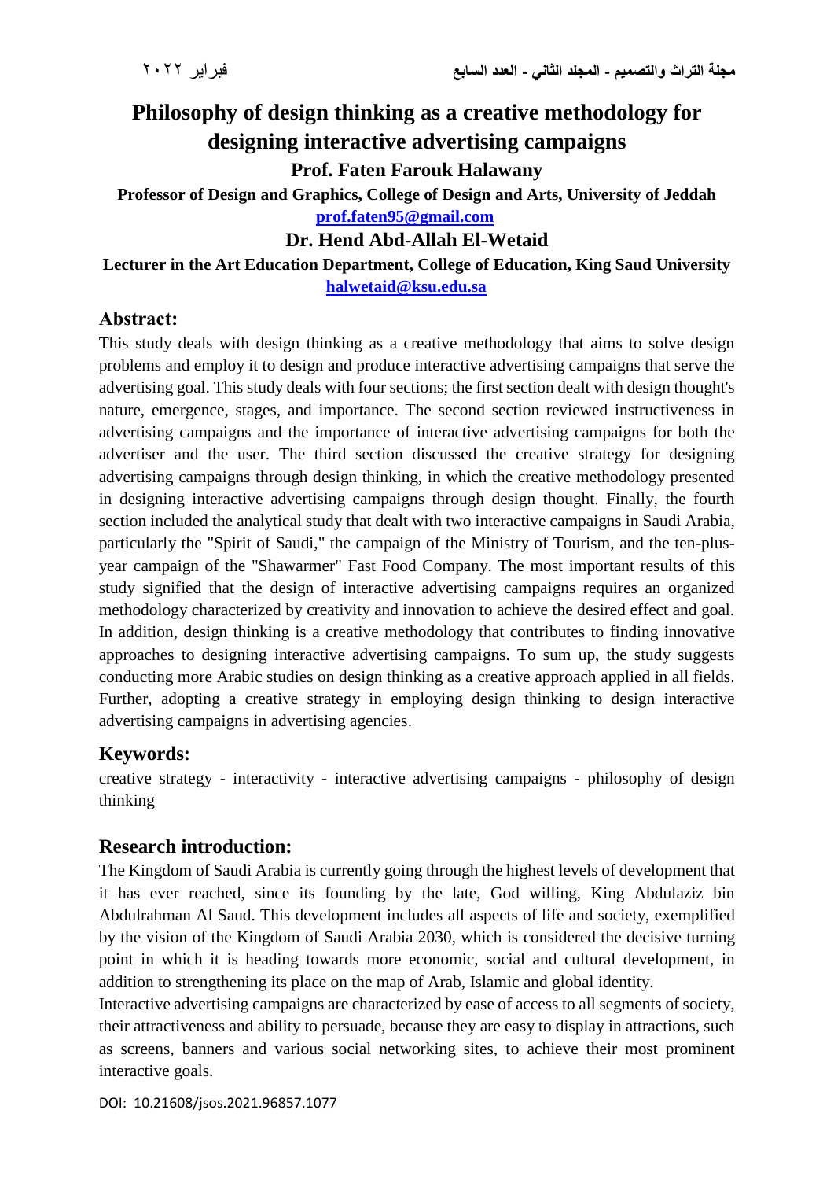# Philosophy of design thinking as a creative methodology for designing interactive advertising campaigns

**Prof. Faten Farouk Halawany**

**Professor of Design and Graphics, College of Design and Arts, University of Jeddah**

**prof.faten95@gmail.com**

**Dr. Hend Abd-Allah El-Wetaid**

**Lecturer in the Art Education Department, College of Education, King Saud University**

**halwetaid@ksu.edu.sa**

## Abstract:

This study deals with design thinking as a creative methodology that aims to solve design problems and employ it to design and produce interactive advertising campaigns that serve the advertising goal. This study deals with four sections; the first section dealt with design thought's nature, emergence, stages, and importance. The second section reviewed instructiveness in advertising campaigns and the importance of interactive advertising campaigns for both the advertiser and the user. The third section discussed the creative strategy for designing advertising campaigns through design thinking, in which the creative methodology presented in designing interactive advertising campaigns through design thought. Finally, the fourth section included the analytical study that dealt with two interactive campaigns in Saudi Arabia, particularly the "Spirit of Saudi," the campaign of the Ministry of Tourism, and the ten-plus-year campaign of the "Shawarmer" Fast Food Company. The most important results of this study signified that the design of interactive advertising campaigns requires an organized methodology characterized by creativity and innovation to achieve the desired effect and goal. In addition, design thinking is a creative methodology that contributes to finding innovative approaches to designing interactive advertising campaigns. To sum up, the study suggests conducting more Arabic studies on design thinking as a creative approach applied in all fields. Further, adopting a creative strategy in employing design thinking to design interactive advertising campaigns in advertising agencies.

## Keywords:

creative strategy - interactivity - interactive advertising campaigns - philosophy of design thinking

## Research introduction:

The Kingdom of Saudi Arabia is currently going through the highest levels of development that it has ever reached, since its founding by the late, God willing, King Abdulaziz bin Abdulrahman Al Saud. This development includes all aspects of life and society, exemplified by the vision of the Kingdom of Saudi Arabia 2030, which is considered the decisive turning point in which it is heading towards more economic, social and cultural development, in addition to strengthening its place on the map of Arab, Islamic and global identity.

Interactive advertising campaigns are characterized by ease of access to all segments of society, their attractiveness and ability to persuade, because they are easy to display in attractions, such as screens, banners and various social networking sites, to achieve their most prominent interactive goals.

DOI: 10.21608/jsos.2021.96857.1077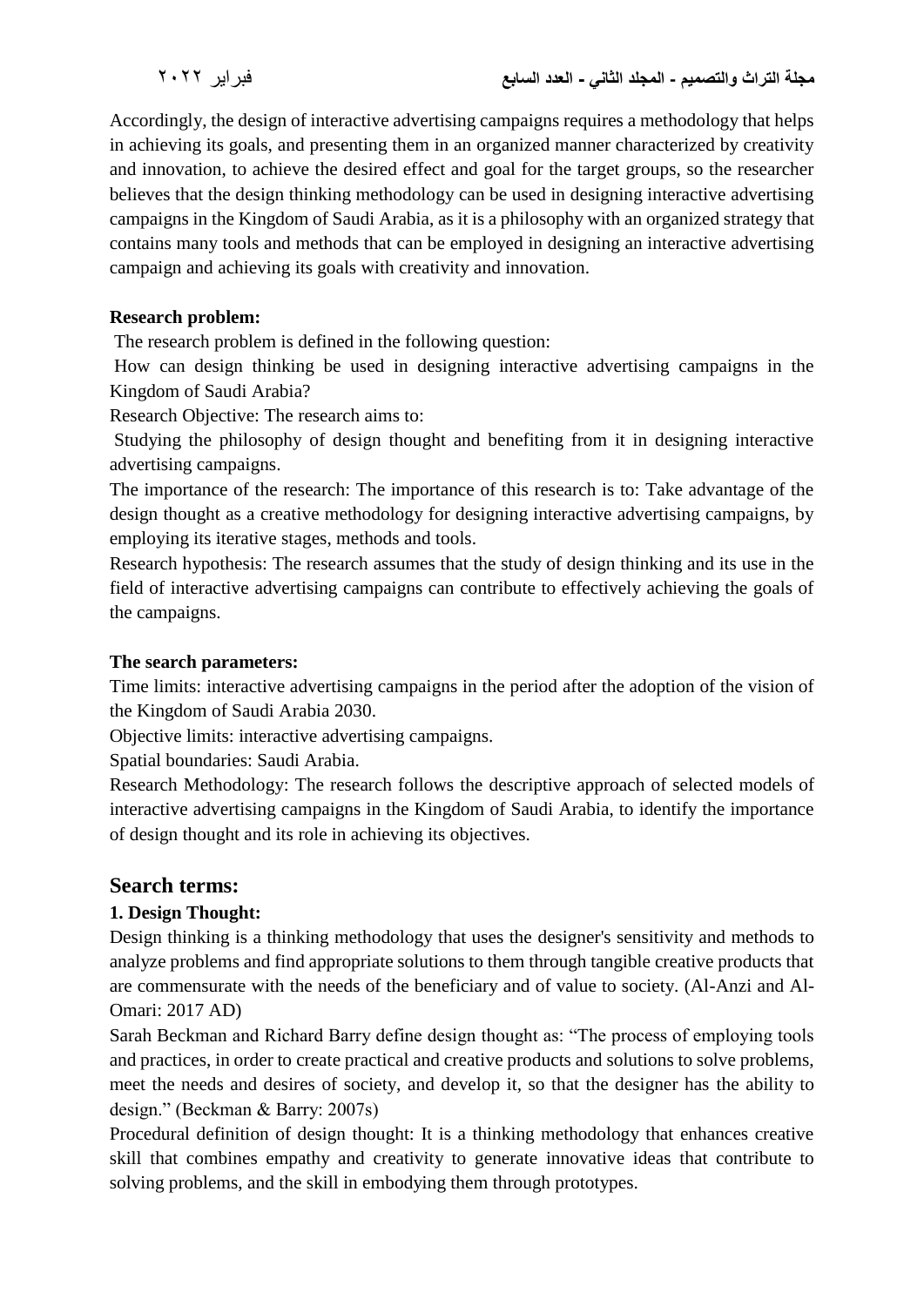Accordingly, the design of interactive advertising campaigns requires a methodology that helps in achieving its goals, and presenting them in an organized manner characterized by creativity and innovation, to achieve the desired effect and goal for the target groups, so the researcher believes that the design thinking methodology can be used in designing interactive advertising campaigns in the Kingdom of Saudi Arabia, as it is a philosophy with an organized strategy that contains many tools and methods that can be employed in designing an interactive advertising campaign and achieving its goals with creativity and innovation.

**Research problem:**

The research problem is defined in the following question:

How can design thinking be used in designing interactive advertising campaigns in the Kingdom of Saudi Arabia?

Research Objective: The research aims to:

Studying the philosophy of design thought and benefiting from it in designing interactive advertising campaigns.

The importance of the research: The importance of this research is to: Take advantage of the design thought as a creative methodology for designing interactive advertising campaigns, by employing its iterative stages, methods and tools.

Research hypothesis: The research assumes that the study of design thinking and its use in the field of interactive advertising campaigns can contribute to effectively achieving the goals of the campaigns.

**The search parameters:**

Time limits: interactive advertising campaigns in the period after the adoption of the vision of the Kingdom of Saudi Arabia 2030.

Objective limits: interactive advertising campaigns.

Spatial boundaries: Saudi Arabia.

Research Methodology: The research follows the descriptive approach of selected models of interactive advertising campaigns in the Kingdom of Saudi Arabia, to identify the importance of design thought and its role in achieving its objectives.

## Search terms:

### 1. Design Thought:

Design thinking is a thinking methodology that uses the designer's sensitivity and methods to analyze problems and find appropriate solutions to them through tangible creative products that are commensurate with the needs of the beneficiary and of value to society. (Al-Anzi and Al-Omari: 2017 AD)

Sarah Beckman and Richard Barry define design thought as: "The process of employing tools and practices, in order to create practical and creative products and solutions to solve problems, meet the needs and desires of society, and develop it, so that the designer has the ability to design." (Beckman & Barry: 2007s)

Procedural definition of design thought: It is a thinking methodology that enhances creative skill that combines empathy and creativity to generate innovative ideas that contribute to solving problems, and the skill in embodying them through prototypes.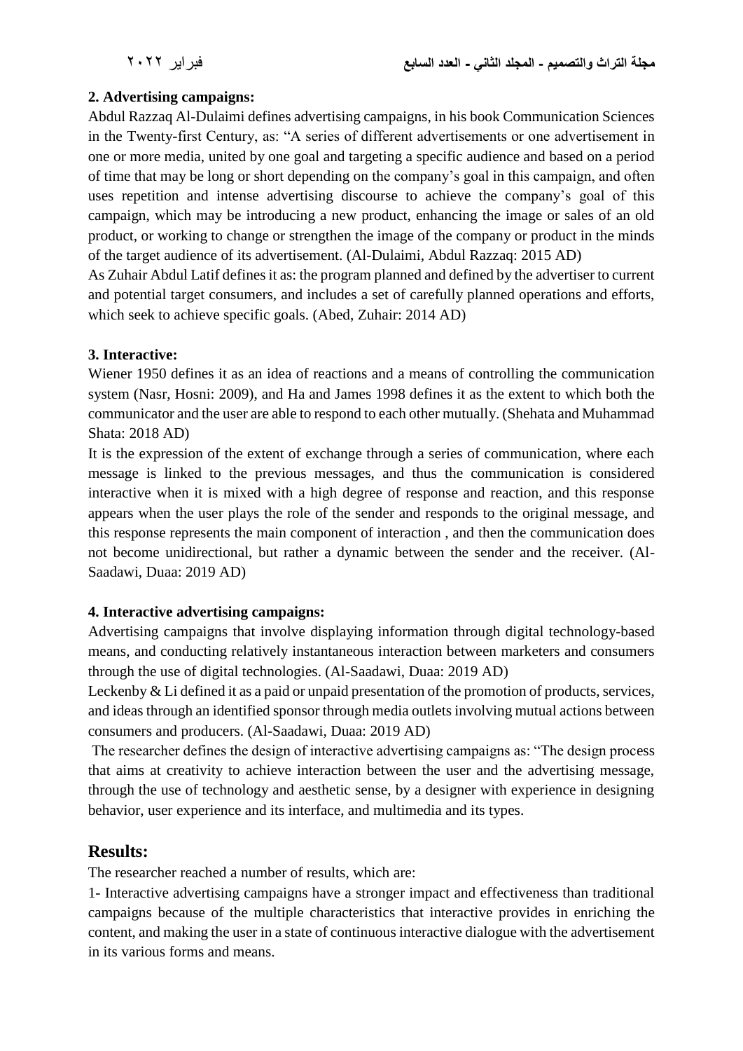**2. Advertising campaigns:**

Abdul Razzaq Al-Dulaimi defines advertising campaigns, in his book Communication Sciences in the Twenty-first Century, as: "A series of different advertisements or one advertisement in one or more media, united by one goal and targeting a specific audience and based on a period of time that may be long or short depending on the company's goal in this campaign, and often uses repetition and intense advertising discourse to achieve the company's goal of this campaign, which may be introducing a new product, enhancing the image or sales of an old product, or working to change or strengthen the image of the company or product in the minds of the target audience of its advertisement. (Al-Dulaimi, Abdul Razzaq: 2015 AD)

As Zuhair Abdul Latif defines it as: the program planned and defined by the advertiser to current and potential target consumers, and includes a set of carefully planned operations and efforts, which seek to achieve specific goals. (Abed, Zuhair: 2014 AD)

**3. Interactive:**

Wiener 1950 defines it as an idea of reactions and a means of controlling the communication system (Nasr, Hosni: 2009), and Ha and James 1998 defines it as the extent to which both the communicator and the user are able to respond to each other mutually. (Shehata and Muhammad Shata: 2018 AD)

It is the expression of the extent of exchange through a series of communication, where each message is linked to the previous messages, and thus the communication is considered interactive when it is mixed with a high degree of response and reaction, and this response appears when the user plays the role of the sender and responds to the original message, and this response represents the main component of interaction , and then the communication does not become unidirectional, but rather a dynamic between the sender and the receiver. (Al-Saadawi, Duaa: 2019 AD)

**4. Interactive advertising campaigns:**

Advertising campaigns that involve displaying information through digital technology-based means, and conducting relatively instantaneous interaction between marketers and consumers through the use of digital technologies. (Al-Saadawi, Duaa: 2019 AD)

Leckenby & Li defined it as a paid or unpaid presentation of the promotion of products, services, and ideas through an identified sponsor through media outlets involving mutual actions between consumers and producers. (Al-Saadawi, Duaa: 2019 AD)

The researcher defines the design of interactive advertising campaigns as: "The design process that aims at creativity to achieve interaction between the user and the advertising message, through the use of technology and aesthetic sense, by a designer with experience in designing behavior, user experience and its interface, and multimedia and its types.

## Results:

The researcher reached a number of results, which are:

1- Interactive advertising campaigns have a stronger impact and effectiveness than traditional campaigns because of the multiple characteristics that interactive provides in enriching the content, and making the user in a state of continuous interactive dialogue with the advertisement in its various forms and means.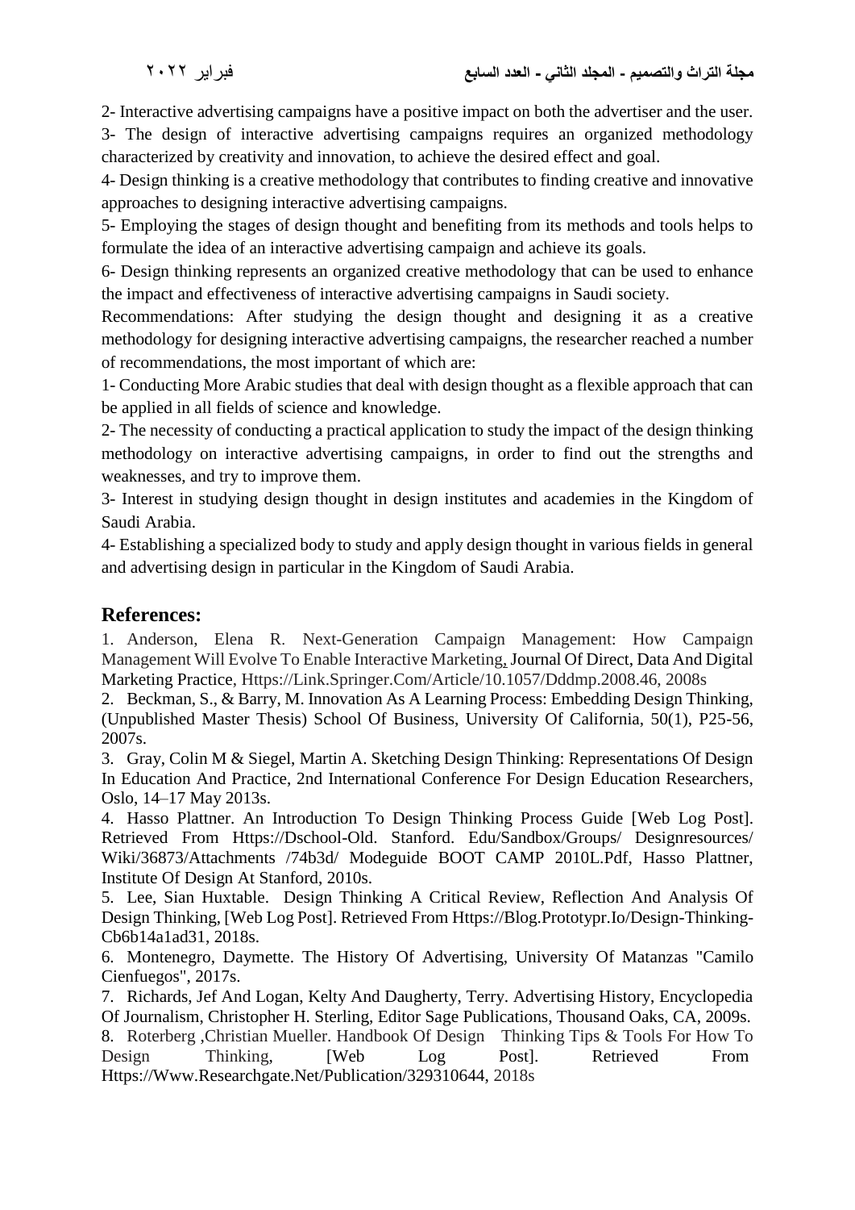2- Interactive advertising campaigns have a positive impact on both the advertiser and the user.

3- The design of interactive advertising campaigns requires an organized methodology characterized by creativity and innovation, to achieve the desired effect and goal.

4- Design thinking is a creative methodology that contributes to finding creative and innovative approaches to designing interactive advertising campaigns.

5- Employing the stages of design thought and benefiting from its methods and tools helps to formulate the idea of an interactive advertising campaign and achieve its goals.

6- Design thinking represents an organized creative methodology that can be used to enhance the impact and effectiveness of interactive advertising campaigns in Saudi society.

Recommendations: After studying the design thought and designing it as a creative methodology for designing interactive advertising campaigns, the researcher reached a number of recommendations, the most important of which are:

1- Conducting More Arabic studies that deal with design thought as a flexible approach that can be applied in all fields of science and knowledge.

2- The necessity of conducting a practical application to study the impact of the design thinking methodology on interactive advertising campaigns, in order to find out the strengths and weaknesses, and try to improve them.

3- Interest in studying design thought in design institutes and academies in the Kingdom of Saudi Arabia.

4- Establishing a specialized body to study and apply design thought in various fields in general and advertising design in particular in the Kingdom of Saudi Arabia.

## References:

1. Anderson, Elena R. Next-Generation Campaign Management: How Campaign Management Will Evolve To Enable Interactive Marketing, Journal Of Direct, Data And Digital Marketing Practice, Https://Link.Springer.Com/Article/10.1057/Dddmp.2008.46, 2008s

2. Beckman, S., & Barry, M. Innovation As A Learning Process: Embedding Design Thinking, (Unpublished Master Thesis) School Of Business, University Of California, 50(1), P25-56, 2007s.

3. Gray, Colin M & Siegel, Martin A. Sketching Design Thinking: Representations Of Design In Education And Practice, 2nd International Conference For Design Education Researchers, Oslo, 14–17 May 2013s.

4. Hasso Plattner. An Introduction To Design Thinking Process Guide [Web Log Post]. Retrieved From Https://Dschool-Old. Stanford. Edu/Sandbox/Groups/ Designresources/ Wiki/36873/Attachments /74b3d/ Modeguide BOOT CAMP 2010L.Pdf, Hasso Plattner, Institute Of Design At Stanford, 2010s.

5. Lee, Sian Huxtable. Design Thinking A Critical Review, Reflection And Analysis Of Design Thinking, [Web Log Post]. Retrieved From Https://Blog.Prototypr.Io/Design-Thinking-Cb6b14a1ad31, 2018s.

6. Montenegro, Daymette. The History Of Advertising, University Of Matanzas "Camilo Cienfuegos", 2017s.

7. Richards, Jef And Logan, Kelty And Daugherty, Terry. Advertising History, Encyclopedia Of Journalism, Christopher H. Sterling, Editor Sage Publications, Thousand Oaks, CA, 2009s.

8. Roterberg ,Christian Mueller. Handbook Of Design Thinking Tips & Tools For How To Design Thinking, [Web Log Post]. Retrieved From Https://Www.Researchgate.Net/Publication/329310644, 2018s